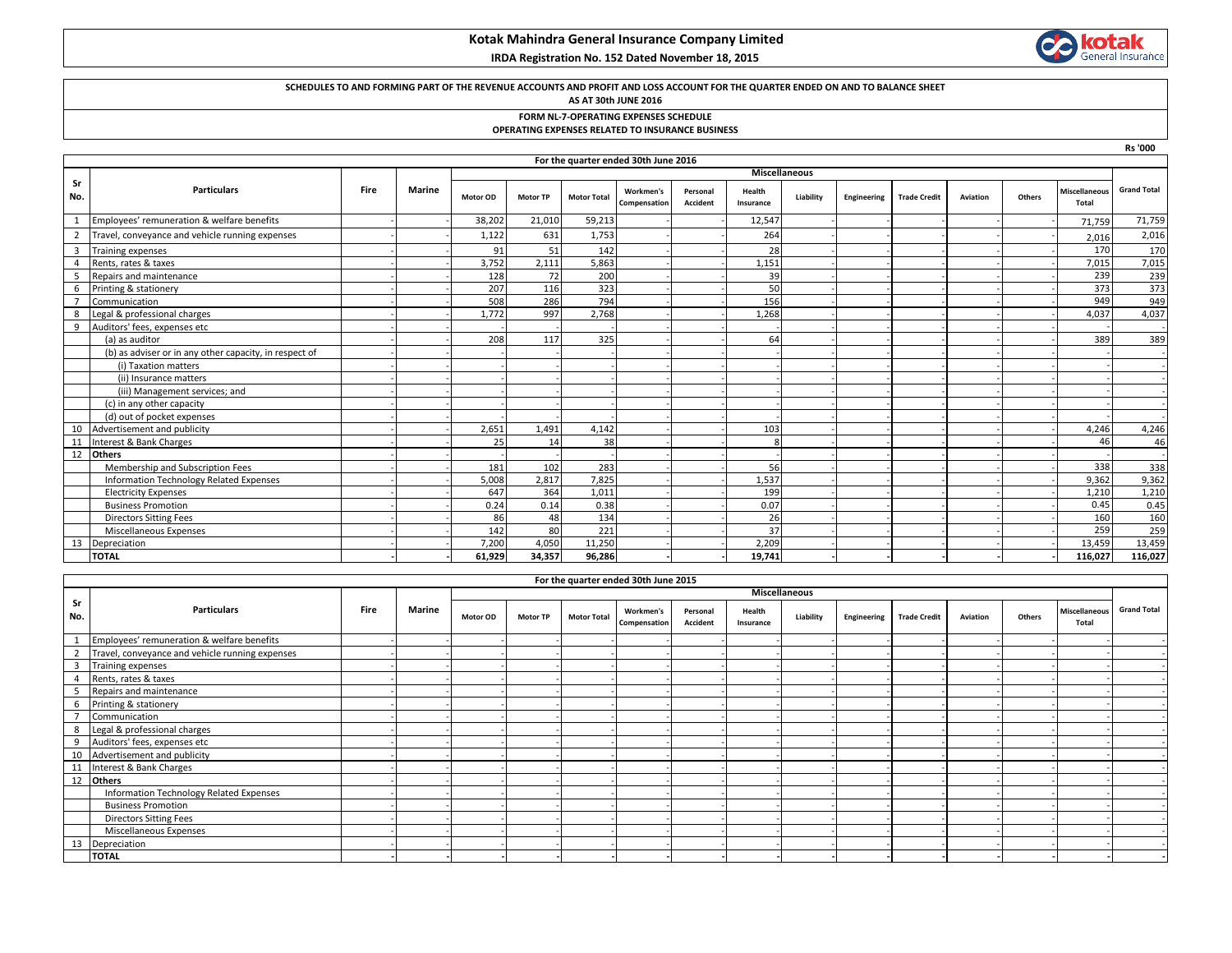# Kotak Mahindra General Insurance Company Limited

**IRDA Registration No. 152 Dated November 18, 2015**

**SCHEDULES TO AND FORMING PART OF THE REVENUE ACCOUNTS AND PROFIT AND LOSS ACCOUNT FOR THE QUARTER ENDED ON AND TO BALANCE SHEET AS AT 30th JUNE 2016**

**FORM NL-7-OPERATING EXPENSES SCHEDULE**
**OPERATING EXPENSES RELATED TO INSURANCE BUSINESS**

Rs '000

**For the quarter ended 30th June 2016**

| Sr No. | Particulars | Fire | Marine | Miscellaneous | | | | | | | | | | | | Grand Total |
|---|---|---|---|---|---|---|---|---|---|---|---|---|---|---|---|---|
| | | | | Motor OD | Motor TP | Motor Total | Workmen's Compensation | Personal Accident | Health Insurance | Liability | Engineering | Trade Credit | Aviation | Others | Miscellaneous Total | |
| 1 | Employees' remuneration & welfare benefits | - | - | 38,202 | 21,010 | 59,213 | - | - | 12,547 | - | - | - | - | - | 71,759 | 71,759 |
| 2 | Travel, conveyance and vehicle running expenses | - | - | 1,122 | 631 | 1,753 | - | - | 264 | - | - | - | - | - | 2,016 | 2,016 |
| 3 | Training expenses | - | - | 91 | 51 | 142 | - | - | 28 | - | - | - | - | - | 170 | 170 |
| 4 | Rents, rates & taxes | - | - | 3,752 | 2,111 | 5,863 | - | - | 1,151 | - | - | - | - | - | 7,015 | 7,015 |
| 5 | Repairs and maintenance | - | - | 128 | 72 | 200 | - | - | 39 | - | - | - | - | - | 239 | 239 |
| 6 | Printing & stationery | - | - | 207 | 116 | 323 | - | - | 50 | - | - | - | - | - | 373 | 373 |
| 7 | Communication | - | - | 508 | 286 | 794 | - | - | 156 | - | - | - | - | - | 949 | 949 |
| 8 | Legal & professional charges | - | - | 1,772 | 997 | 2,768 | - | - | 1,268 | - | - | - | - | - | 4,037 | 4,037 |
| 9 | Auditors' fees, expenses etc | - | - | - | - | - | - | - | - | - | - | - | - | - | | - |
| | (a) as auditor | - | - | 208 | 117 | 325 | - | - | 64 | - | - | - | - | - | 389 | 389 |
| | (b) as adviser or in any other capacity, in respect of | - | - | - | - | - | - | - | - | - | - | - | - | - | - | - |
| | (i) Taxation matters | - | - | - | - | - | - | - | - | - | - | - | - | - | - | - |
| | (ii) Insurance matters | - | - | - | - | - | - | - | - | - | - | - | - | - | - | - |
| | (iii) Management services; and | - | - | - | - | - | - | - | - | - | - | - | - | - | - | - |
| | (c) in any other capacity | - | - | - | - | - | - | - | - | - | - | - | - | - | - | - |
| | (d) out of pocket expenses | - | - | - | - | - | - | - | - | - | - | - | - | - | | - |
| 10 | Advertisement and publicity | - | - | 2,651 | 1,491 | 4,142 | - | - | 103 | - | - | - | - | - | 4,246 | 4,246 |
| 11 | Interest & Bank Charges | - | - | 25 | 14 | 38 | - | - | 8 | - | - | - | - | - | 46 | 46 |
| 12 | **Others** | - | - | - | - | - | - | - | - | - | - | - | - | - | - | - |
| | Membership and Subscription Fees | - | - | 181 | 102 | 283 | - | - | 56 | - | - | - | - | - | 338 | 338 |
| | Information Technology Related Expenses | - | - | 5,008 | 2,817 | 7,825 | - | - | 1,537 | - | - | - | - | - | 9,362 | 9,362 |
| | Electricity Expenses | - | - | 647 | 364 | 1,011 | - | - | 199 | - | - | - | - | - | 1,210 | 1,210 |
| | Business Promotion | - | - | 0.24 | 0.14 | 0.38 | - | - | 0.07 | - | - | - | - | - | 0.45 | 0.45 |
| | Directors Sitting Fees | - | - | 86 | 48 | 134 | - | - | 26 | - | - | - | - | - | 160 | 160 |
| | Miscellaneous Expenses | - | - | 142 | 80 | 221 | - | - | 37 | - | - | - | - | - | 259 | 259 |
| 13 | Depreciation | - | - | 7,200 | 4,050 | 11,250 | - | - | 2,209 | - | - | - | - | - | 13,459 | 13,459 |
| | **TOTAL** | - | - | **61,929** | **34,357** | **96,286** | - | - | **19,741** | - | - | - | - | - | **116,027** | **116,027** |

**For the quarter ended 30th June 2015**

| Sr No. | Particulars | Fire | Marine | Miscellaneous | | | | | | | | | | | | Grand Total |
|---|---|---|---|---|---|---|---|---|---|---|---|---|---|---|---|---|
| | | | | Motor OD | Motor TP | Motor Total | Workmen's Compensation | Personal Accident | Health Insurance | Liability | Engineering | Trade Credit | Aviation | Others | Miscellaneous Total | |
| 1 | Employees' remuneration & welfare benefits | - | - | - | - | - | - | - | - | - | - | - | - | - | - | - |
| 2 | Travel, conveyance and vehicle running expenses | - | - | - | - | - | - | - | - | - | - | - | - | - | - | - |
| 3 | Training expenses | - | - | - | - | - | - | - | - | - | - | - | - | - | - | - |
| 4 | Rents, rates & taxes | - | - | - | - | - | - | - | - | - | - | - | - | - | - | - |
| 5 | Repairs and maintenance | - | - | - | - | - | - | - | - | - | - | - | - | - | - | - |
| 6 | Printing & stationery | - | - | - | - | - | - | - | - | - | - | - | - | - | - | - |
| 7 | Communication | - | - | - | - | - | - | - | - | - | - | - | - | - | - | - |
| 8 | Legal & professional charges | - | - | - | - | - | - | - | - | - | - | - | - | - | - | - |
| 9 | Auditors' fees, expenses etc | - | - | - | - | - | - | - | - | - | - | - | - | - | - | - |
| 10 | Advertisement and publicity | - | - | - | - | - | - | - | - | - | - | - | - | - | - | - |
| 11 | Interest & Bank Charges | - | - | - | - | - | - | - | - | - | - | - | - | - | - | - |
| 12 | **Others** | - | - | - | - | - | - | - | - | - | - | - | - | - | - | - |
| | Information Technology Related Expenses | - | - | - | - | - | - | - | - | - | - | - | - | - | - | - |
| | Business Promotion | - | - | - | - | - | - | - | - | - | - | - | - | - | - | - |
| | Directors Sitting Fees | - | - | - | - | - | - | - | - | - | - | - | - | - | - | - |
| | Miscellaneous Expenses | - | - | - | - | - | - | - | - | - | - | - | - | - | - | - |
| 13 | Depreciation | - | - | - | - | - | - | - | - | - | - | - | - | - | - | - |
| | **TOTAL** | - | - | - | - | - | - | - | - | - | - | - | - | - | - | - |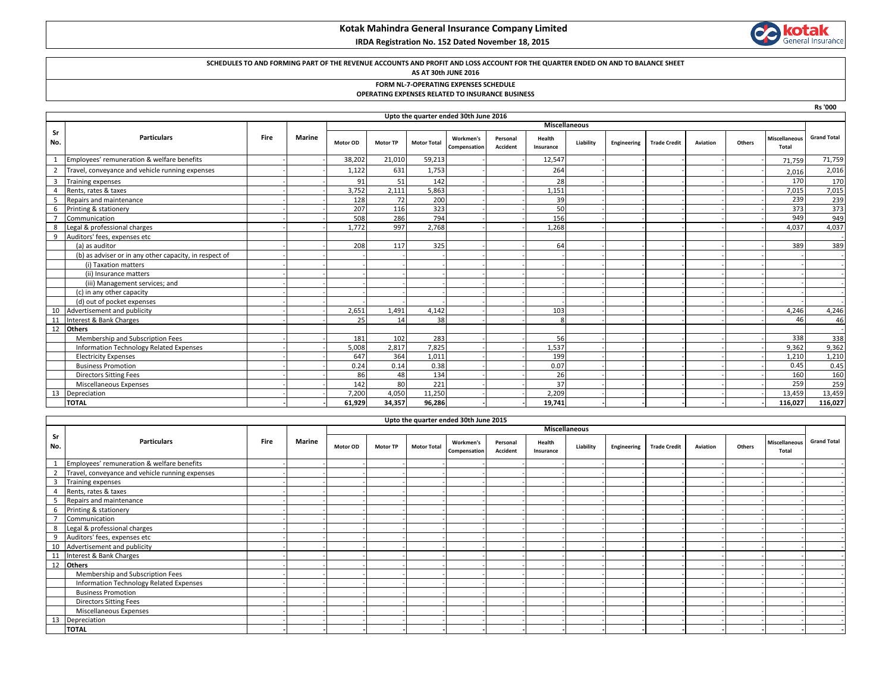# Kotak Mahindra General Insurance Company Limited

**IRDA Registration No. 152 Dated November 18, 2015**

**SCHEDULES TO AND FORMING PART OF THE REVENUE ACCOUNTS AND PROFIT AND LOSS ACCOUNT FOR THE QUARTER ENDED ON AND TO BALANCE SHEET AS AT 30th JUNE 2016**

**FORM NL-7-OPERATING EXPENSES SCHEDULE**
**OPERATING EXPENSES RELATED TO INSURANCE BUSINESS**

Rs '000

**Upto the quarter ended 30th June 2016**

| Sr No. | Particulars | Fire | Marine | Miscellaneous | | | | | | | | | | | | | Grand Total |
|---|---|---|---|---|---|---|---|---|---|---|---|---|---|---|---|---|---|
| | | | | Motor OD | Motor TP | Motor Total | Workmen's Compensation | Personal Accident | Health Insurance | Liability | Engineering | Trade Credit | Aviation | Others | Miscellaneous Total | | |
| 1 | Employees' remuneration & welfare benefits | - | - | 38,202 | 21,010 | 59,213 | - | - | 12,547 | - | - | - | - | - | 71,759 | | 71,759 |
| 2 | Travel, conveyance and vehicle running expenses | - | - | 1,122 | 631 | 1,753 | - | - | 264 | - | - | - | - | - | 2,016 | | 2,016 |
| 3 | Training expenses | - | - | 91 | 51 | 142 | - | - | 28 | - | - | - | - | - | 170 | | 170 |
| 4 | Rents, rates & taxes | - | - | 3,752 | 2,111 | 5,863 | - | - | 1,151 | - | - | - | - | - | 7,015 | | 7,015 |
| 5 | Repairs and maintenance | - | - | 128 | 72 | 200 | - | - | 39 | - | - | - | - | - | 239 | | 239 |
| 6 | Printing & stationery | - | - | 207 | 116 | 323 | - | - | 50 | - | - | - | - | - | 373 | | 373 |
| 7 | Communication | - | - | 508 | 286 | 794 | - | - | 156 | - | - | - | - | - | 949 | | 949 |
| 8 | Legal & professional charges | - | - | 1,772 | 997 | 2,768 | - | - | 1,268 | - | - | - | - | - | 4,037 | | 4,037 |
| 9 | Auditors' fees, expenses etc | | | | | | | | | | | | | | | | - |
| | (a) as auditor | - | - | 208 | 117 | 325 | - | - | 64 | - | - | - | - | - | 389 | | 389 |
| | (b) as adviser or in any other capacity, in respect of | - | - | - | - | - | - | - | - | - | - | - | - | - | | | - |
| | (i) Taxation matters | - | - | - | - | - | - | - | - | - | - | - | - | - | - | | - |
| | (ii) Insurance matters | - | - | - | - | - | - | - | - | - | - | - | - | - | - | | - |
| | (iii) Management services; and | - | - | - | - | - | - | - | - | - | - | - | - | - | - | | - |
| | (c) in any other capacity | - | - | - | - | - | - | - | - | - | - | - | - | - | - | | - |
| | (d) out of pocket expenses | - | - | - | - | - | - | - | - | - | - | - | - | - | - | | - |
| 10 | Advertisement and publicity | - | - | 2,651 | 1,491 | 4,142 | - | - | 103 | - | - | - | - | - | 4,246 | | 4,246 |
| 11 | Interest & Bank Charges | - | - | 25 | 14 | 38 | - | - | 8 | - | - | - | - | - | 46 | | 46 |
| 12 | **Others** | | | | | | | | | | | | | | | | - |
| | Membership and Subscription Fees | - | - | 181 | 102 | 283 | - | - | 56 | - | - | - | - | - | 338 | | 338 |
| | Information Technology Related Expenses | - | - | 5,008 | 2,817 | 7,825 | - | - | 1,537 | - | - | - | - | - | 9,362 | | 9,362 |
| | Electricity Expenses | - | - | 647 | 364 | 1,011 | - | - | 199 | - | - | - | - | - | 1,210 | | 1,210 |
| | Business Promotion | - | - | 0.24 | 0.14 | 0.38 | - | - | 0.07 | - | - | - | - | - | 0.45 | | 0.45 |
| | Directors Sitting Fees | - | - | 86 | 48 | 134 | - | - | 26 | - | - | - | - | - | 160 | | 160 |
| | Miscellaneous Expenses | - | - | 142 | 80 | 221 | - | - | 37 | - | - | - | - | - | 259 | | 259 |
| 13 | Depreciation | - | - | 7,200 | 4,050 | 11,250 | - | - | 2,209 | - | - | - | - | - | 13,459 | | 13,459 |
| | **TOTAL** | **-** | **-** | **61,929** | **34,357** | **96,286** | **-** | **-** | **19,741** | **-** | **-** | **-** | **-** | **-** | **116,027** | | **116,027** |

**Upto the quarter ended 30th June 2015**

| Sr No. | Particulars | Fire | Marine | Miscellaneous | | | | | | | | | | | | Grand Total |
|---|---|---|---|---|---|---|---|---|---|---|---|---|---|---|---|---|
| | | | | Motor OD | Motor TP | Motor Total | Workmen's Compensation | Personal Accident | Health Insurance | Liability | Engineering | Trade Credit | Aviation | Others | Miscellaneous Total | |
| 1 | Employees' remuneration & welfare benefits | - | - | - | - | - | - | - | - | - | - | - | - | - | - | - |
| 2 | Travel, conveyance and vehicle running expenses | - | - | - | - | - | - | - | - | - | - | - | - | - | - | - |
| 3 | Training expenses | - | - | - | - | - | - | - | - | - | - | - | - | - | - | - |
| 4 | Rents, rates & taxes | - | - | - | - | - | - | - | - | - | - | - | - | - | - | - |
| 5 | Repairs and maintenance | - | - | - | - | - | - | - | - | - | - | - | - | - | - | - |
| 6 | Printing & stationery | - | - | - | - | - | - | - | - | - | - | - | - | - | - | - |
| 7 | Communication | - | - | - | - | - | - | - | - | - | - | - | - | - | - | - |
| 8 | Legal & professional charges | - | - | - | - | - | - | - | - | - | - | - | - | - | - | - |
| 9 | Auditors' fees, expenses etc | - | - | - | - | - | - | - | - | - | - | - | - | - | - | - |
| 10 | Advertisement and publicity | - | - | - | - | - | - | - | - | - | - | - | - | - | - | - |
| 11 | Interest & Bank Charges | - | - | - | - | - | - | - | - | - | - | - | - | - | - | - |
| 12 | **Others** | - | - | - | - | - | - | - | - | - | - | - | - | - | - | - |
| | Membership and Subscription Fees | - | - | - | - | - | - | - | - | - | - | - | - | - | - | - |
| | Information Technology Related Expenses | - | - | - | - | - | - | - | - | - | - | - | - | - | - | - |
| | Business Promotion | - | - | - | - | - | - | - | - | - | - | - | - | - | - | - |
| | Directors Sitting Fees | - | - | - | - | - | - | - | - | - | - | - | - | - | - | - |
| | Miscellaneous Expenses | - | - | - | - | - | - | - | - | - | - | - | - | - | - | - |
| 13 | Depreciation | - | - | - | - | - | - | - | - | - | - | - | - | - | - | - |
| | **TOTAL** | **-** | **-** | **-** | **-** | **-** | **-** | **-** | **-** | **-** | **-** | **-** | **-** | **-** | **-** | **-** |